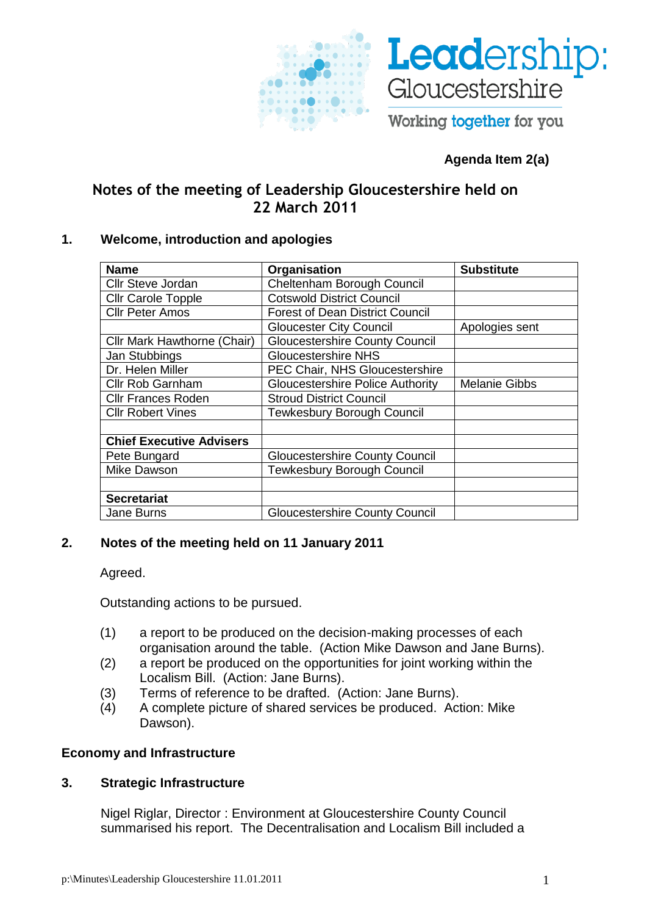Leadership: Gloucestershire
Working together for you

**Agenda Item 2(a)**

# Notes of the meeting of Leadership Gloucestershire held on 22 March 2011

## 1. Welcome, introduction and apologies

| Name | Organisation | Substitute |
|---|---|---|
| Cllr Steve Jordan | Cheltenham Borough Council | |
| Cllr Carole Topple | Cotswold District Council | |
| Cllr Peter Amos | Forest of Dean District Council | |
| | Gloucester City Council | Apologies sent |
| Cllr Mark Hawthorne (Chair) | Gloucestershire County Council | |
| Jan Stubbings | Gloucestershire NHS | |
| Dr. Helen Miller | PEC Chair, NHS Gloucestershire | |
| Cllr Rob Garnham | Gloucestershire Police Authority | Melanie Gibbs |
| Cllr Frances Roden | Stroud District Council | |
| Cllr Robert Vines | Tewkesbury Borough Council | |
| | | |
| **Chief Executive Advisers** | | |
| Pete Bungard | Gloucestershire County Council | |
| Mike Dawson | Tewkesbury Borough Council | |
| | | |
| **Secretariat** | | |
| Jane Burns | Gloucestershire County Council | |

## 2. Notes of the meeting held on 11 January 2011

Agreed.

Outstanding actions to be pursued.

(1) a report to be produced on the decision-making processes of each organisation around the table. (Action Mike Dawson and Jane Burns).
(2) a report be produced on the opportunities for joint working within the Localism Bill. (Action: Jane Burns).
(3) Terms of reference to be drafted. (Action: Jane Burns).
(4) A complete picture of shared services be produced. Action: Mike Dawson).

**Economy and Infrastructure**

## 3. Strategic Infrastructure

Nigel Riglar, Director : Environment at Gloucestershire County Council summarised his report. The Decentralisation and Localism Bill included a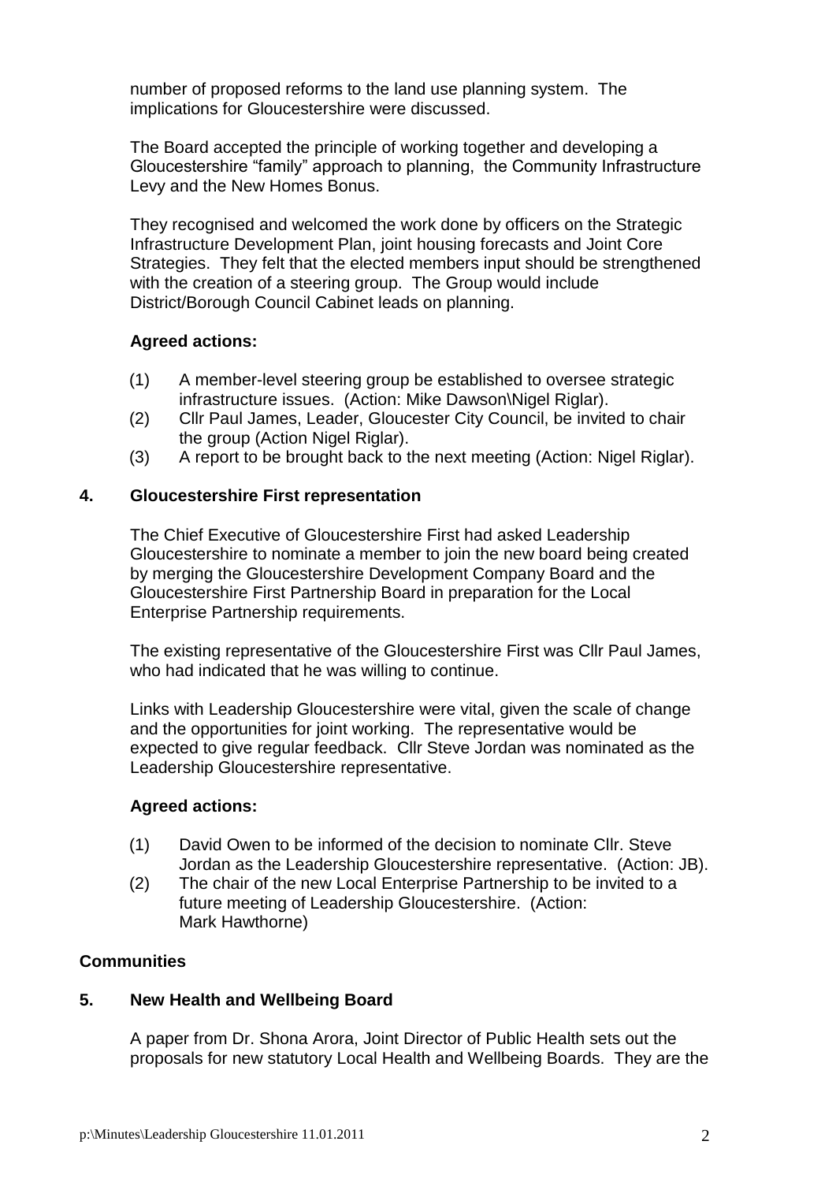number of proposed reforms to the land use planning system. The implications for Gloucestershire were discussed.

The Board accepted the principle of working together and developing a Gloucestershire "family" approach to planning, the Community Infrastructure Levy and the New Homes Bonus.

They recognised and welcomed the work done by officers on the Strategic Infrastructure Development Plan, joint housing forecasts and Joint Core Strategies. They felt that the elected members input should be strengthened with the creation of a steering group. The Group would include District/Borough Council Cabinet leads on planning.

**Agreed actions:**

(1) A member-level steering group be established to oversee strategic infrastructure issues. (Action: Mike Dawson\Nigel Riglar).
(2) Cllr Paul James, Leader, Gloucester City Council, be invited to chair the group (Action Nigel Riglar).
(3) A report to be brought back to the next meeting (Action: Nigel Riglar).

## 4. Gloucestershire First representation

The Chief Executive of Gloucestershire First had asked Leadership Gloucestershire to nominate a member to join the new board being created by merging the Gloucestershire Development Company Board and the Gloucestershire First Partnership Board in preparation for the Local Enterprise Partnership requirements.

The existing representative of the Gloucestershire First was Cllr Paul James, who had indicated that he was willing to continue.

Links with Leadership Gloucestershire were vital, given the scale of change and the opportunities for joint working. The representative would be expected to give regular feedback. Cllr Steve Jordan was nominated as the Leadership Gloucestershire representative.

**Agreed actions:**

(1) David Owen to be informed of the decision to nominate Cllr. Steve Jordan as the Leadership Gloucestershire representative. (Action: JB).
(2) The chair of the new Local Enterprise Partnership to be invited to a future meeting of Leadership Gloucestershire. (Action: Mark Hawthorne)

## Communities

## 5. New Health and Wellbeing Board

A paper from Dr. Shona Arora, Joint Director of Public Health sets out the proposals for new statutory Local Health and Wellbeing Boards. They are the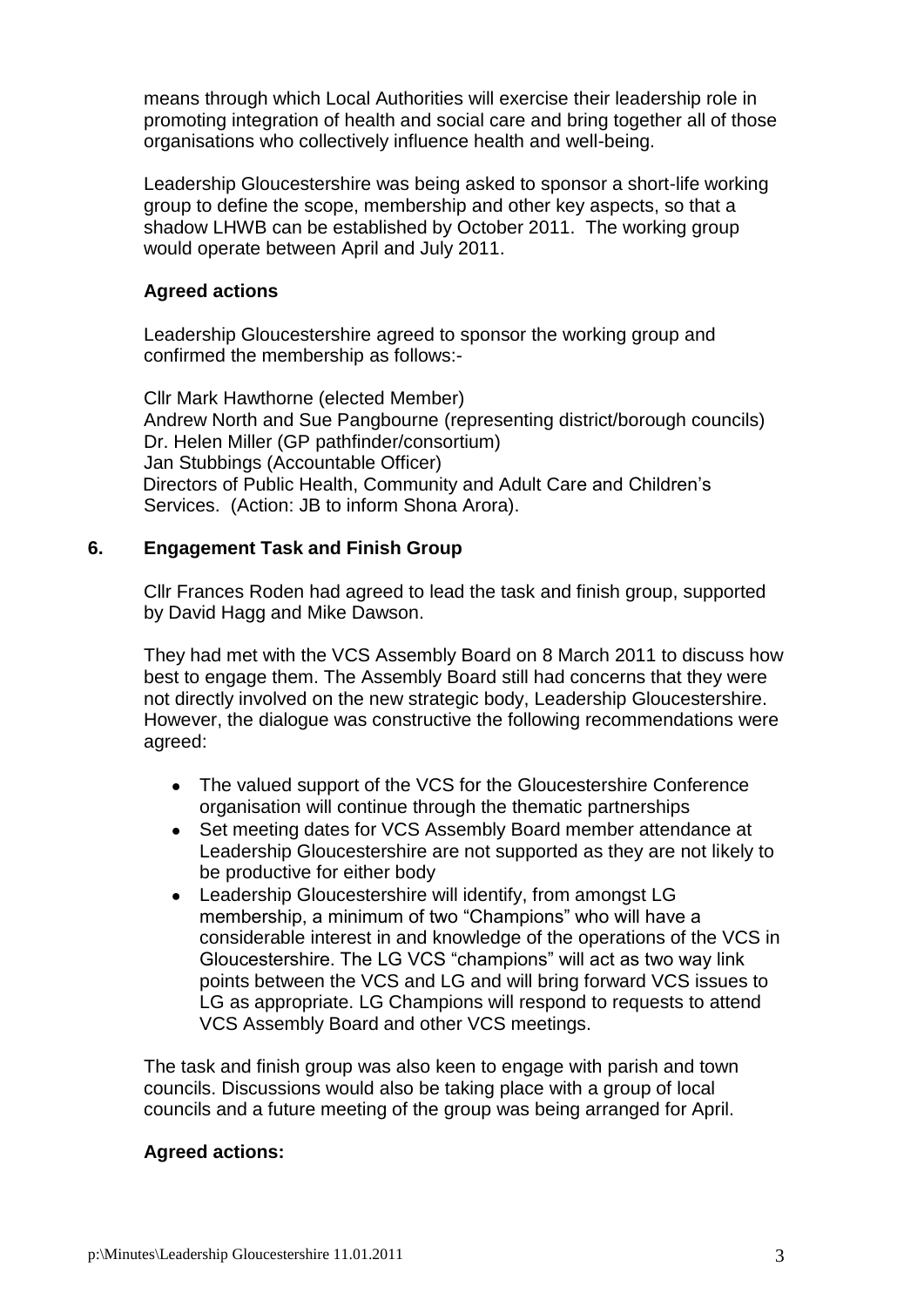means through which Local Authorities will exercise their leadership role in promoting integration of health and social care and bring together all of those organisations who collectively influence health and well-being.

Leadership Gloucestershire was being asked to sponsor a short-life working group to define the scope, membership and other key aspects, so that a shadow LHWB can be established by October 2011. The working group would operate between April and July 2011.

**Agreed actions**

Leadership Gloucestershire agreed to sponsor the working group and confirmed the membership as follows:-

Cllr Mark Hawthorne (elected Member)
Andrew North and Sue Pangbourne (representing district/borough councils)
Dr. Helen Miller (GP pathfinder/consortium)
Jan Stubbings (Accountable Officer)
Directors of Public Health, Community and Adult Care and Children's Services. (Action: JB to inform Shona Arora).

## 6. Engagement Task and Finish Group

Cllr Frances Roden had agreed to lead the task and finish group, supported by David Hagg and Mike Dawson.

They had met with the VCS Assembly Board on 8 March 2011 to discuss how best to engage them. The Assembly Board still had concerns that they were not directly involved on the new strategic body, Leadership Gloucestershire. However, the dialogue was constructive the following recommendations were agreed:

- The valued support of the VCS for the Gloucestershire Conference organisation will continue through the thematic partnerships
- Set meeting dates for VCS Assembly Board member attendance at Leadership Gloucestershire are not supported as they are not likely to be productive for either body
- Leadership Gloucestershire will identify, from amongst LG membership, a minimum of two "Champions" who will have a considerable interest in and knowledge of the operations of the VCS in Gloucestershire. The LG VCS "champions" will act as two way link points between the VCS and LG and will bring forward VCS issues to LG as appropriate. LG Champions will respond to requests to attend VCS Assembly Board and other VCS meetings.

The task and finish group was also keen to engage with parish and town councils. Discussions would also be taking place with a group of local councils and a future meeting of the group was being arranged for April.

**Agreed actions:**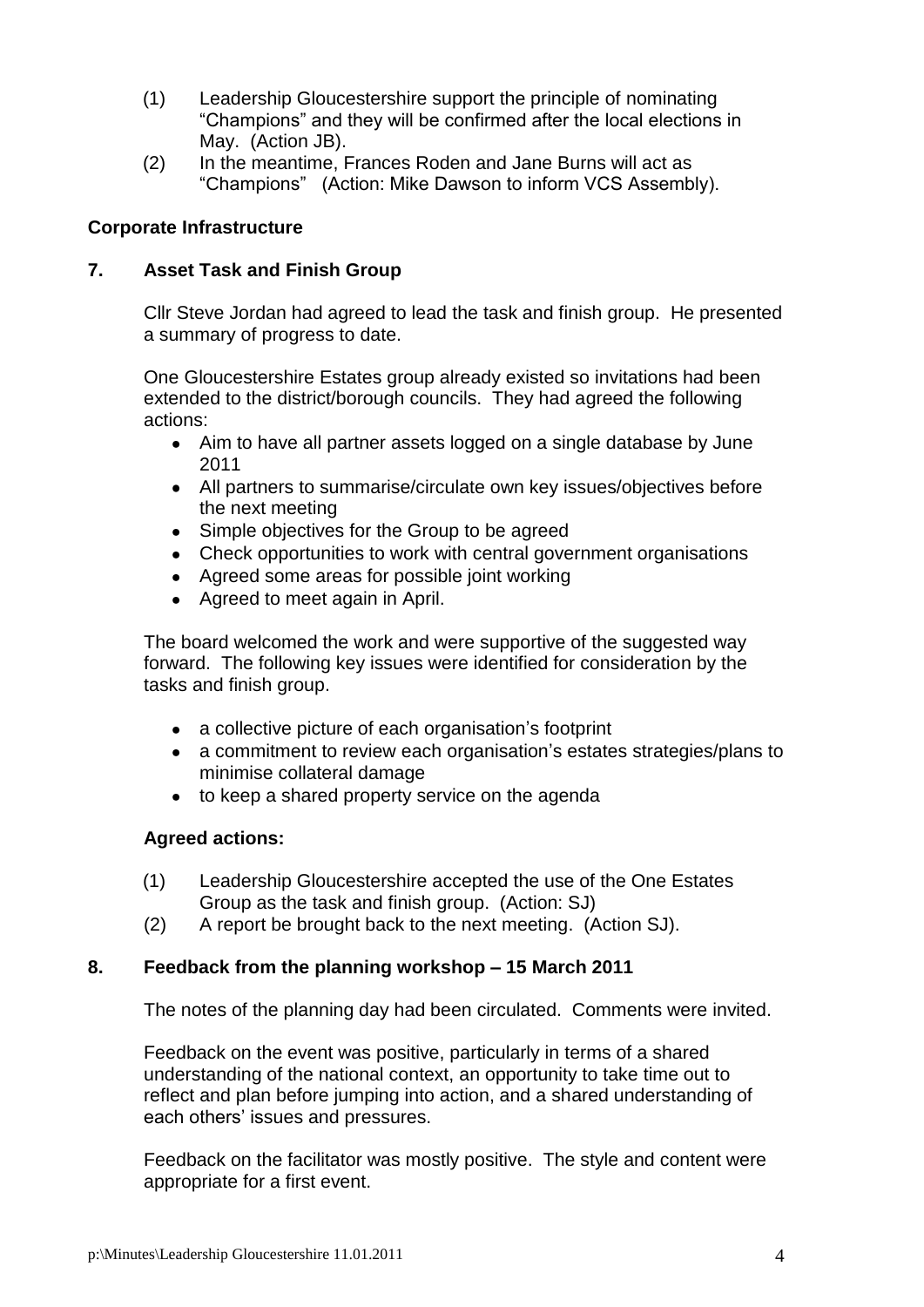(1) Leadership Gloucestershire support the principle of nominating "Champions" and they will be confirmed after the local elections in May. (Action JB).

(2) In the meantime, Frances Roden and Jane Burns will act as "Champions" (Action: Mike Dawson to inform VCS Assembly).

**Corporate Infrastructure**

**7. Asset Task and Finish Group**

Cllr Steve Jordan had agreed to lead the task and finish group. He presented a summary of progress to date.

One Gloucestershire Estates group already existed so invitations had been extended to the district/borough councils. They had agreed the following actions:

- Aim to have all partner assets logged on a single database by June 2011
- All partners to summarise/circulate own key issues/objectives before the next meeting
- Simple objectives for the Group to be agreed
- Check opportunities to work with central government organisations
- Agreed some areas for possible joint working
- Agreed to meet again in April.

The board welcomed the work and were supportive of the suggested way forward. The following key issues were identified for consideration by the tasks and finish group.

- a collective picture of each organisation's footprint
- a commitment to review each organisation's estates strategies/plans to minimise collateral damage
- to keep a shared property service on the agenda

**Agreed actions:**

(1) Leadership Gloucestershire accepted the use of the One Estates Group as the task and finish group. (Action: SJ)

(2) A report be brought back to the next meeting. (Action SJ).

**8. Feedback from the planning workshop – 15 March 2011**

The notes of the planning day had been circulated. Comments were invited.

Feedback on the event was positive, particularly in terms of a shared understanding of the national context, an opportunity to take time out to reflect and plan before jumping into action, and a shared understanding of each others' issues and pressures.

Feedback on the facilitator was mostly positive. The style and content were appropriate for a first event.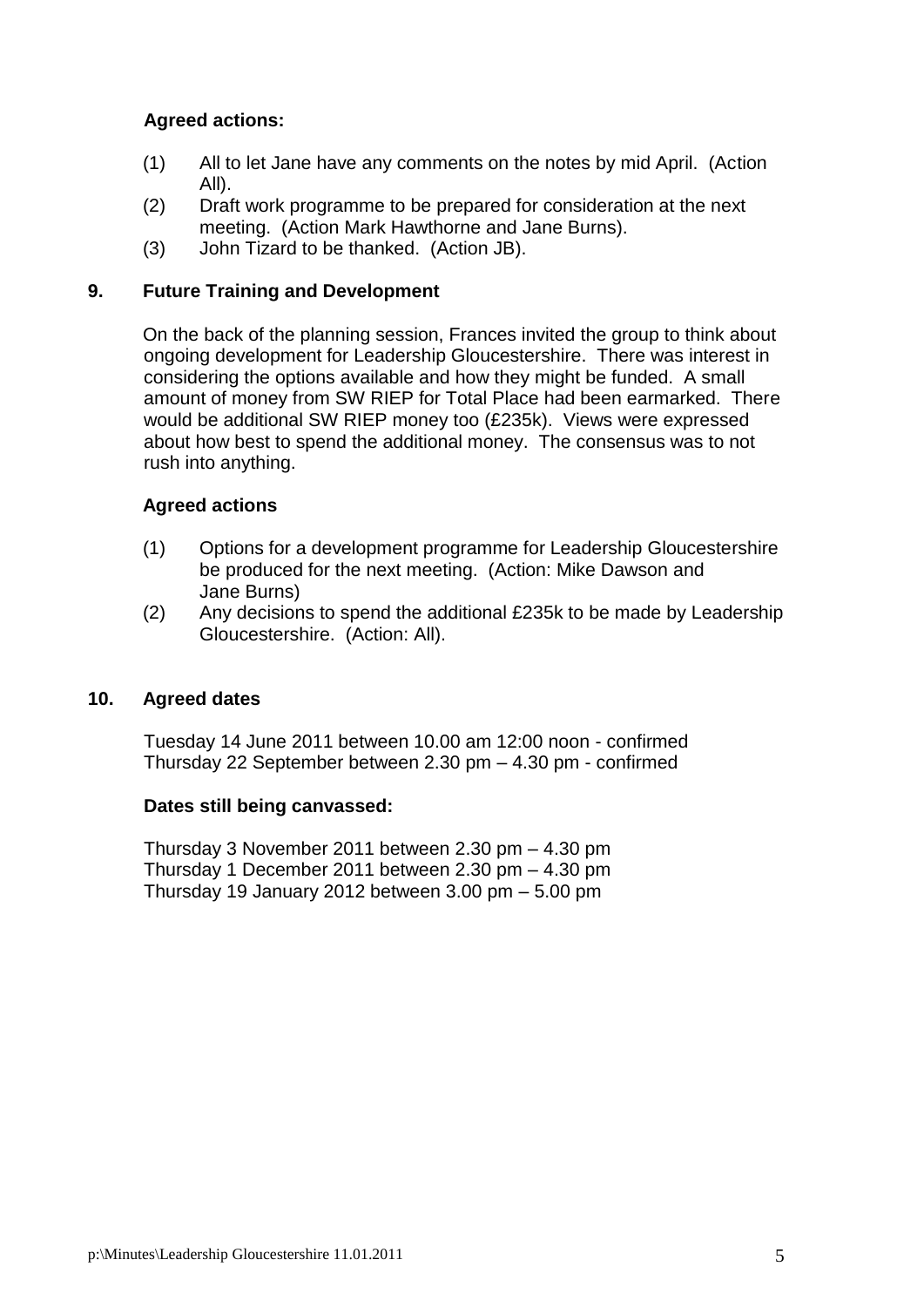**Agreed actions:**

(1) All to let Jane have any comments on the notes by mid April. (Action All).
(2) Draft work programme to be prepared for consideration at the next meeting. (Action Mark Hawthorne and Jane Burns).
(3) John Tizard to be thanked. (Action JB).

## 9. Future Training and Development

On the back of the planning session, Frances invited the group to think about ongoing development for Leadership Gloucestershire. There was interest in considering the options available and how they might be funded. A small amount of money from SW RIEP for Total Place had been earmarked. There would be additional SW RIEP money too (£235k). Views were expressed about how best to spend the additional money. The consensus was to not rush into anything.

**Agreed actions**

(1) Options for a development programme for Leadership Gloucestershire be produced for the next meeting. (Action: Mike Dawson and Jane Burns)
(2) Any decisions to spend the additional £235k to be made by Leadership Gloucestershire. (Action: All).

## 10. Agreed dates

Tuesday 14 June 2011 between 10.00 am 12:00 noon - confirmed
Thursday 22 September between 2.30 pm – 4.30 pm - confirmed

**Dates still being canvassed:**

Thursday 3 November 2011 between 2.30 pm – 4.30 pm
Thursday 1 December 2011 between 2.30 pm – 4.30 pm
Thursday 19 January 2012 between 3.00 pm – 5.00 pm